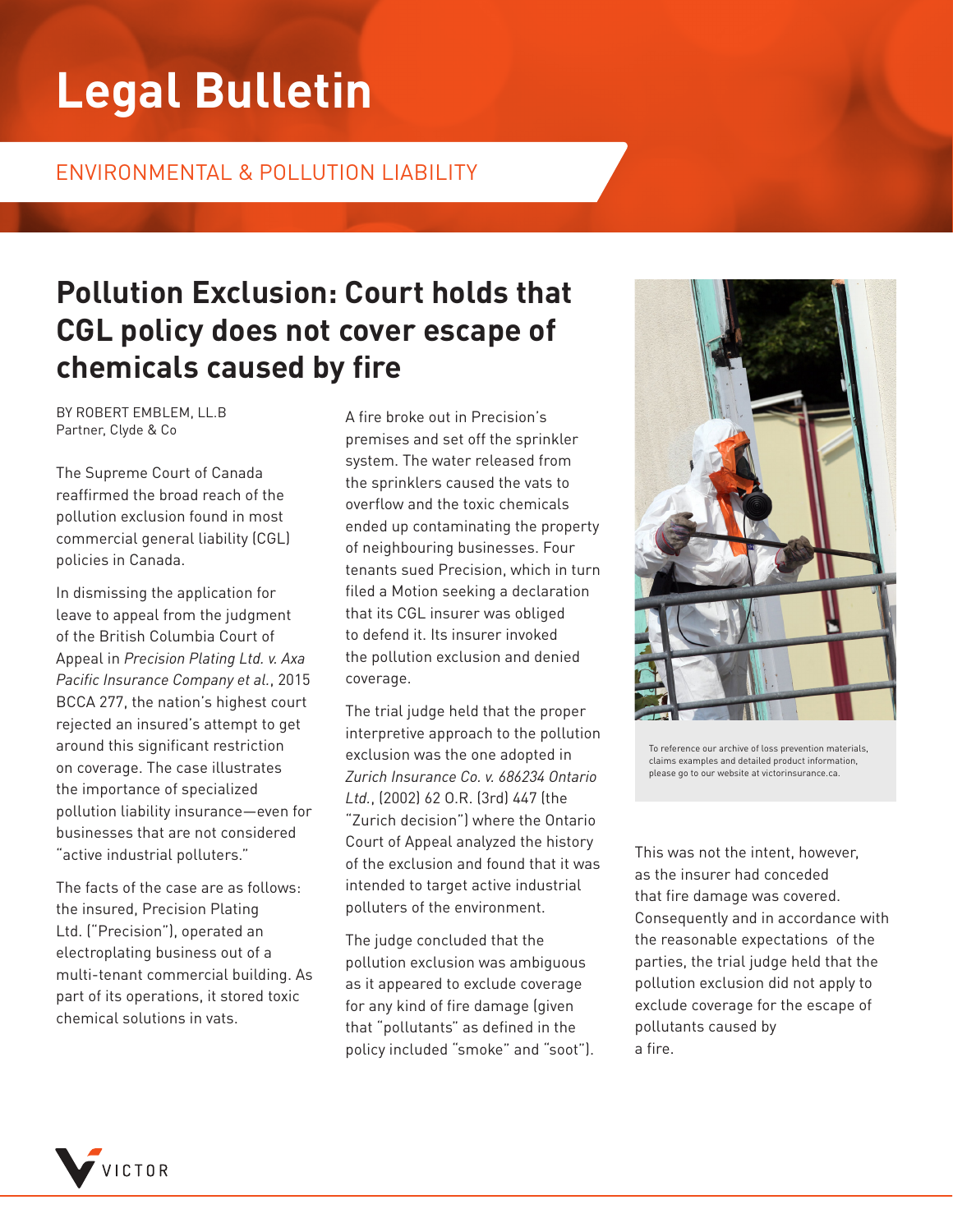# Legal Bulletin

ENVIRONMENTAL & POLLUTION LIABILITY

## Pollution Exclusion: Court holds that CGL policy does not cover escape of chemicals caused by fire

BY ROBERT EMBLEM, LL.B
Partner, Clyde & Co

The Supreme Court of Canada reaffirmed the broad reach of the pollution exclusion found in most commercial general liability (CGL) policies in Canada.

In dismissing the application for leave to appeal from the judgment of the British Columbia Court of Appeal in *Precision Plating Ltd. v. Axa Pacific Insurance Company et al.*, 2015 BCCA 277, the nation's highest court rejected an insured's attempt to get around this significant restriction on coverage. The case illustrates the importance of specialized pollution liability insurance—even for businesses that are not considered "active industrial polluters."

The facts of the case are as follows: the insured, Precision Plating Ltd. ("Precision"), operated an electroplating business out of a multi-tenant commercial building. As part of its operations, it stored toxic chemical solutions in vats.

A fire broke out in Precision's premises and set off the sprinkler system. The water released from the sprinklers caused the vats to overflow and the toxic chemicals ended up contaminating the property of neighbouring businesses. Four tenants sued Precision, which in turn filed a Motion seeking a declaration that its CGL insurer was obliged to defend it. Its insurer invoked the pollution exclusion and denied coverage.

The trial judge held that the proper interpretive approach to the pollution exclusion was the one adopted in *Zurich Insurance Co. v. 686234 Ontario Ltd.*, (2002) 62 O.R. (3rd) 447 (the "Zurich decision") where the Ontario Court of Appeal analyzed the history of the exclusion and found that it was intended to target active industrial polluters of the environment.

The judge concluded that the pollution exclusion was ambiguous as it appeared to exclude coverage for any kind of fire damage (given that "pollutants" as defined in the policy included "smoke" and "soot").

To reference our archive of loss prevention materials, claims examples and detailed product information, please go to our website at victorinsurance.ca.

This was not the intent, however, as the insurer had conceded that fire damage was covered. Consequently and in accordance with the reasonable expectations of the parties, the trial judge held that the pollution exclusion did not apply to exclude coverage for the escape of pollutants caused by a fire.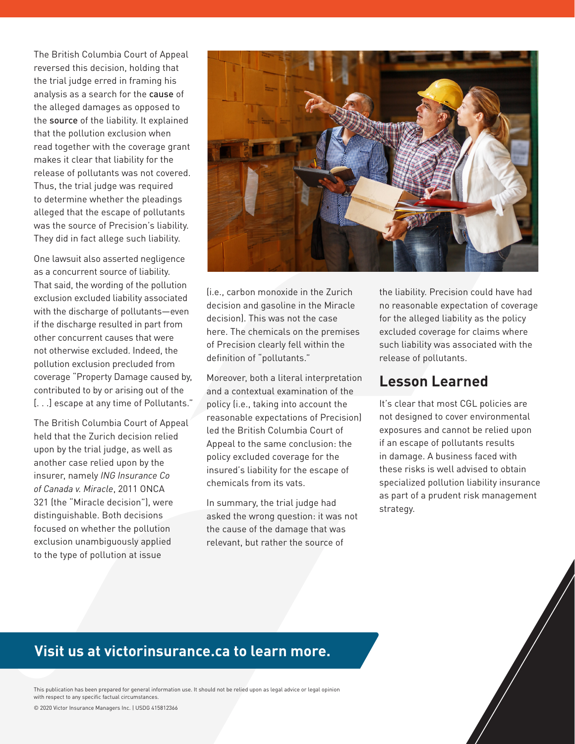The British Columbia Court of Appeal reversed this decision, holding that the trial judge erred in framing his analysis as a search for the **cause** of the alleged damages as opposed to the **source** of the liability. It explained that the pollution exclusion when read together with the coverage grant makes it clear that liability for the release of pollutants was not covered. Thus, the trial judge was required to determine whether the pleadings alleged that the escape of pollutants was the source of Precision's liability. They did in fact allege such liability.

One lawsuit also asserted negligence as a concurrent source of liability. That said, the wording of the pollution exclusion excluded liability associated with the discharge of pollutants—even if the discharge resulted in part from other concurrent causes that were not otherwise excluded. Indeed, the pollution exclusion precluded from coverage "Property Damage caused by, contributed to by or arising out of the [. . .] escape at any time of Pollutants."

The British Columbia Court of Appeal held that the Zurich decision relied upon by the trial judge, as well as another case relied upon by the insurer, namely *ING Insurance Co of Canada v. Miracle*, 2011 ONCA 321 (the "Miracle decision"), were distinguishable. Both decisions focused on whether the pollution exclusion unambiguously applied to the type of pollution at issue (i.e., carbon monoxide in the Zurich decision and gasoline in the Miracle decision). This was not the case here. The chemicals on the premises of Precision clearly fell within the definition of "pollutants."

Moreover, both a literal interpretation and a contextual examination of the policy (i.e., taking into account the reasonable expectations of Precision) led the British Columbia Court of Appeal to the same conclusion: the policy excluded coverage for the insured's liability for the escape of chemicals from its vats.

In summary, the trial judge had asked the wrong question: it was not the cause of the damage that was relevant, but rather the source of the liability. Precision could have had no reasonable expectation of coverage for the alleged liability as the policy excluded coverage for claims where such liability was associated with the release of pollutants.

## Lesson Learned

It's clear that most CGL policies are not designed to cover environmental exposures and cannot be relied upon if an escape of pollutants results in damage. A business faced with these risks is well advised to obtain specialized pollution liability insurance as part of a prudent risk management strategy.

**Visit us at victorinsurance.ca to learn more.**

This publication has been prepared for general information use. It should not be relied upon as legal advice or legal opinion with respect to any specific factual circumstances.

© 2020 Victor Insurance Managers Inc. | USDG 415812366